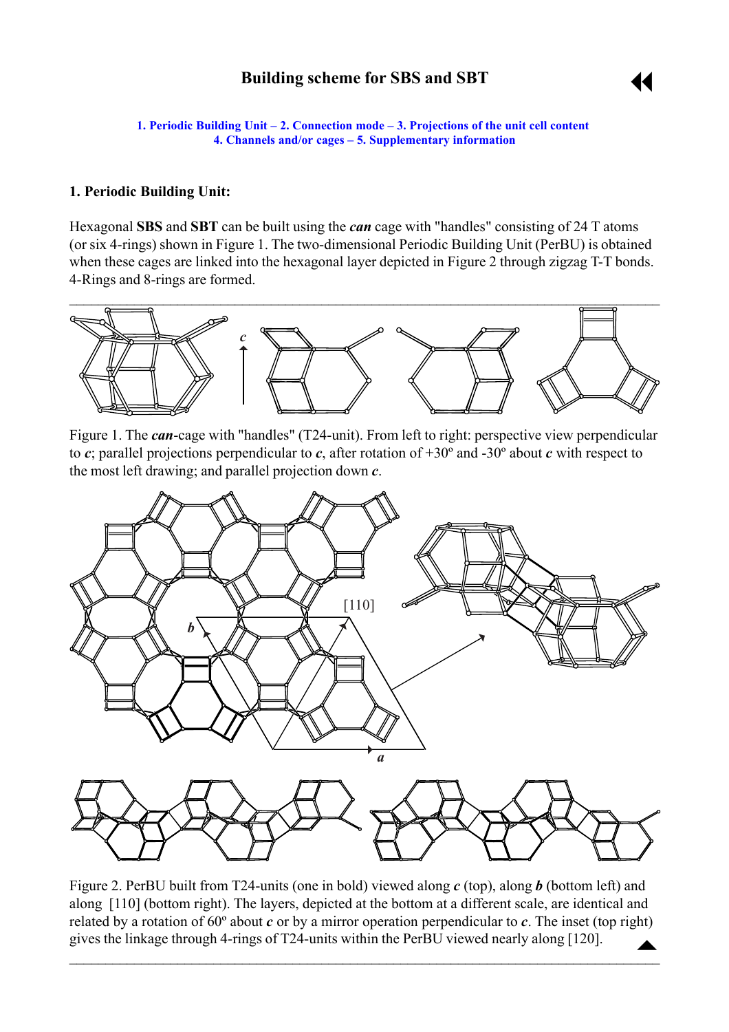# Building scheme for SBS and SBT

1. Periodic Building Unit – 2. Connection mode – 3. Projections of the unit cell content
4. Channels and/or cages – 5. Supplementary information

## 1. Periodic Building Unit:

Hexagonal **SBS** and **SBT** can be built using the ***can*** cage with "handles" consisting of 24 T atoms (or six 4-rings) shown in Figure 1. The two-dimensional Periodic Building Unit (PerBU) is obtained when these cages are linked into the hexagonal layer depicted in Figure 2 through zigzag T-T bonds. 4-Rings and 8-rings are formed.

Figure 1. The ***can***-cage with "handles" (T24-unit). From left to right: perspective view perpendicular to ***c***; parallel projections perpendicular to ***c***, after rotation of +30º and -30º about ***c*** with respect to the most left drawing; and parallel projection down ***c***.

Figure 2. PerBU built from T24-units (one in bold) viewed along ***c*** (top), along ***b*** (bottom left) and along [110] (bottom right). The layers, depicted at the bottom at a different scale, are identical and related by a rotation of 60º about ***c*** or by a mirror operation perpendicular to ***c***. The inset (top right) gives the linkage through 4-rings of T24-units within the PerBU viewed nearly along [120].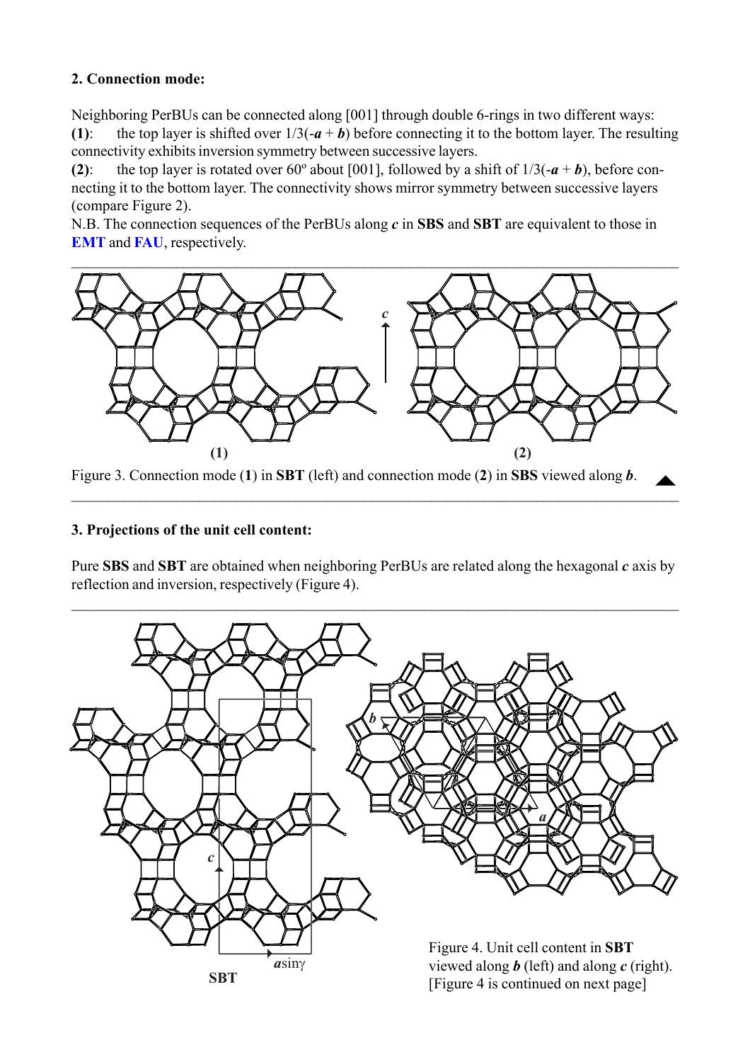**2. Connection mode:**

Neighboring PerBUs can be connected along [001] through double 6-rings in two different ways:

**(1)**: the top layer is shifted over 1/3(-***a*** + ***b***) before connecting it to the bottom layer. The resulting connectivity exhibits inversion symmetry between successive layers.

**(2)**: the top layer is rotated over 60º about [001], followed by a shift of 1/3(-***a*** + ***b***), before connecting it to the bottom layer. The connectivity shows mirror symmetry between successive layers (compare Figure 2).

N.B. The connection sequences of the PerBUs along ***c*** in **SBS** and **SBT** are equivalent to those in **EMT** and **FAU**, respectively.

Figure 3. Connection mode (**1**) in **SBT** (left) and connection mode (**2**) in **SBS** viewed along ***b***.

**3. Projections of the unit cell content:**

Pure **SBS** and **SBT** are obtained when neighboring PerBUs are related along the hexagonal ***c*** axis by reflection and inversion, respectively (Figure 4).

Figure 4. Unit cell content in **SBT** viewed along ***b*** (left) and along ***c*** (right). [Figure 4 is continued on next page]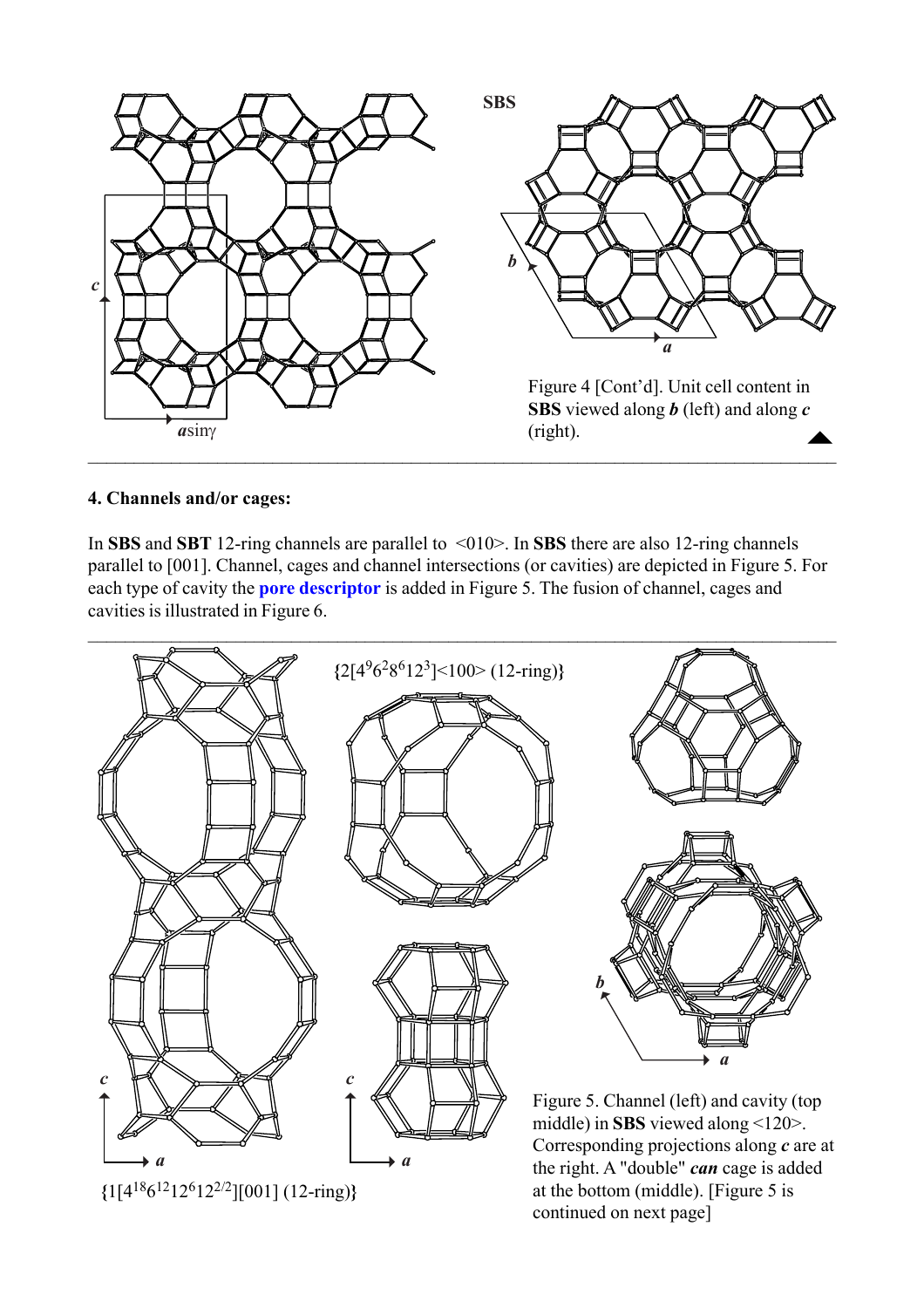Figure 4 [Cont'd]. Unit cell content in **SBS** viewed along ***b*** (left) and along ***c*** (right).

## 4. Channels and/or cages:

In **SBS** and **SBT** 12-ring channels are parallel to <010>. In **SBS** there are also 12-ring channels parallel to [001]. Channel, cages and channel intersections (or cavities) are depicted in Figure 5. For each type of cavity the **pore descriptor** is added in Figure 5. The fusion of channel, cages and cavities is illustrated in Figure 6.

$\{2[4^9 6^2 8^6 12^3]<100>$ (12-ring)$\}$

$\{1[4^{18} 6^{12} 12^6 12^{2/2}][001]$ (12-ring)$\}$

Figure 5. Channel (left) and cavity (top middle) in **SBS** viewed along <120>. Corresponding projections along ***c*** are at the right. A "double" ***can*** cage is added at the bottom (middle). [Figure 5 is continued on next page]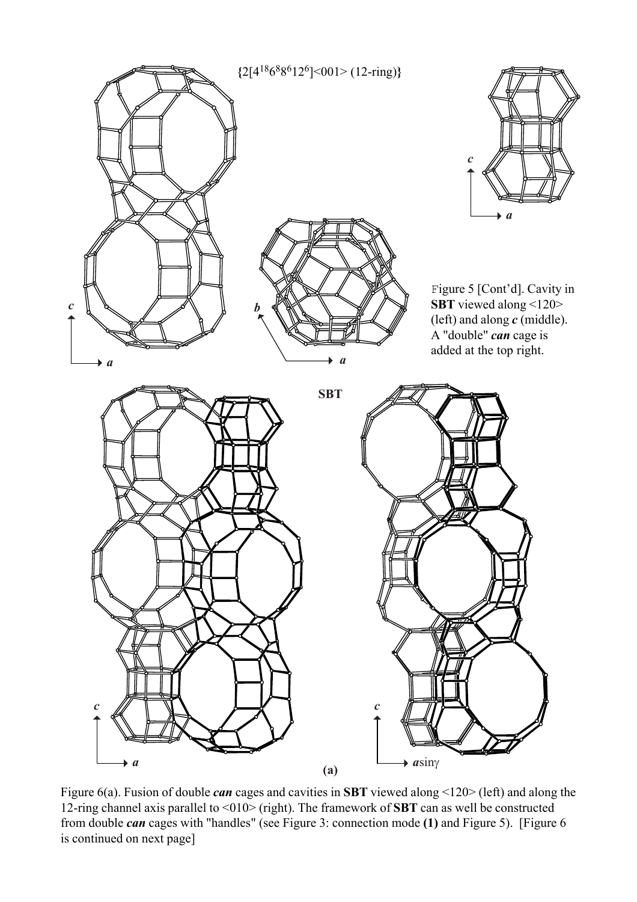{2[4^{18}6^{8}8^{6}12^{6}]<001> (12-ring)}

Figure 5 [Cont'd]. Cavity in **SBT** viewed along <120> (left) and along ***c*** (middle). A "double" ***can*** cage is added at the top right.

**SBT**

**(a)**

Figure 6(a). Fusion of double ***can*** cages and cavities in **SBT** viewed along <120> (left) and along the 12-ring channel axis parallel to <010> (right). The framework of **SBT** can as well be constructed from double ***can*** cages with "handles" (see Figure 3: connection mode **(1)** and Figure 5). [Figure 6 is continued on next page]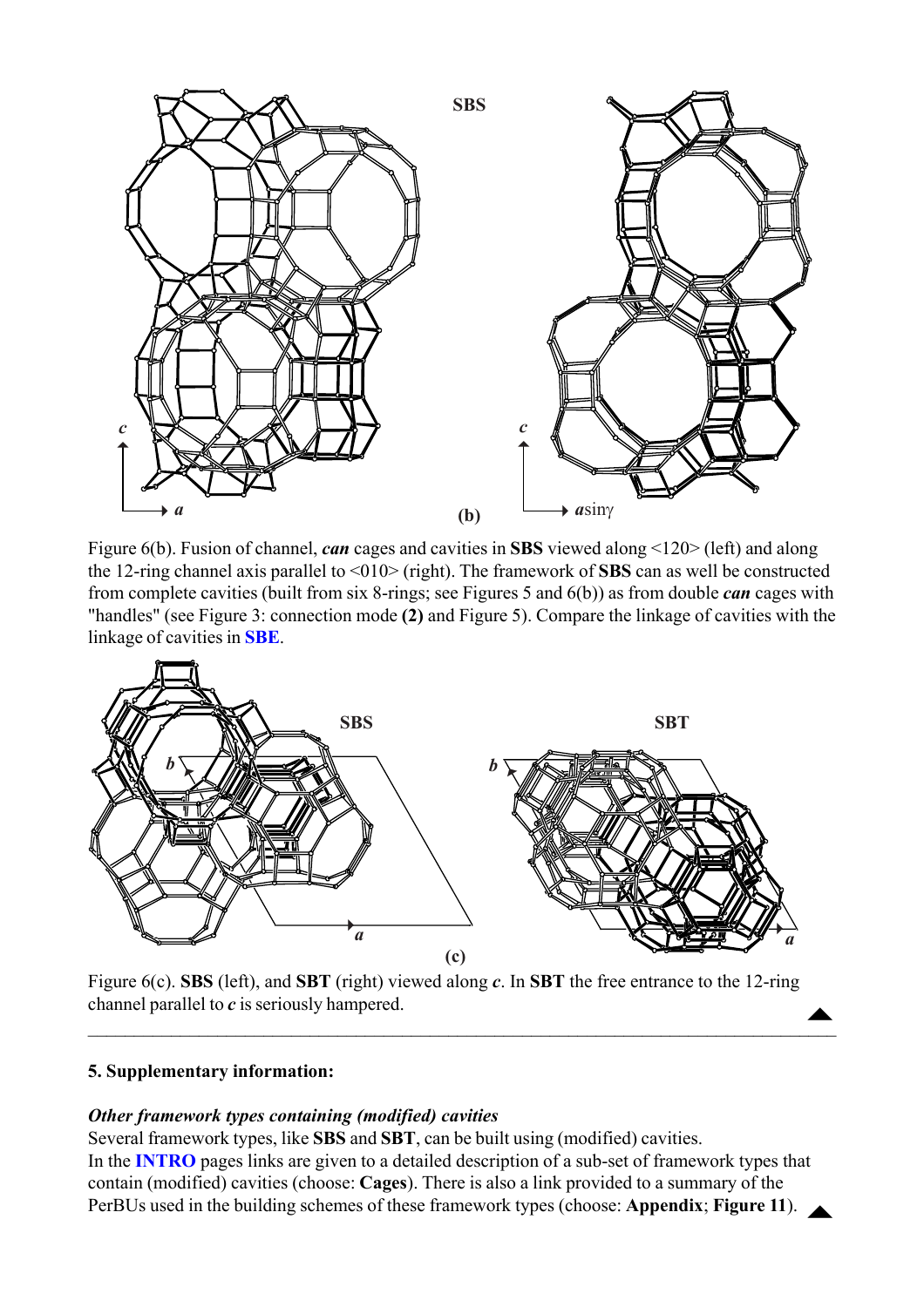SBS

c

a

(b)

c

$a\sin\gamma$

Figure 6(b). Fusion of channel, ***can*** cages and cavities in **SBS** viewed along <120> (left) and along the 12-ring channel axis parallel to <010> (right). The framework of **SBS** can as well be constructed from complete cavities (built from six 8-rings; see Figures 5 and 6(b)) as from double ***can*** cages with "handles" (see Figure 3: connection mode **(2)** and Figure 5). Compare the linkage of cavities with the linkage of cavities in **SBE**.

SBS

b

a

SBT

b

a

(c)

Figure 6(c). **SBS** (left), and **SBT** (right) viewed along ***c***. In **SBT** the free entrance to the 12-ring channel parallel to ***c*** is seriously hampered.

---

### 5. Supplementary information:

***Other framework types containing (modified) cavities***

Several framework types, like **SBS** and **SBT**, can be built using (modified) cavities.
In the **INTRO** pages links are given to a detailed description of a sub-set of framework types that contain (modified) cavities (choose: **Cages**). There is also a link provided to a summary of the PerBUs used in the building schemes of these framework types (choose: **Appendix**; **Figure 11**).